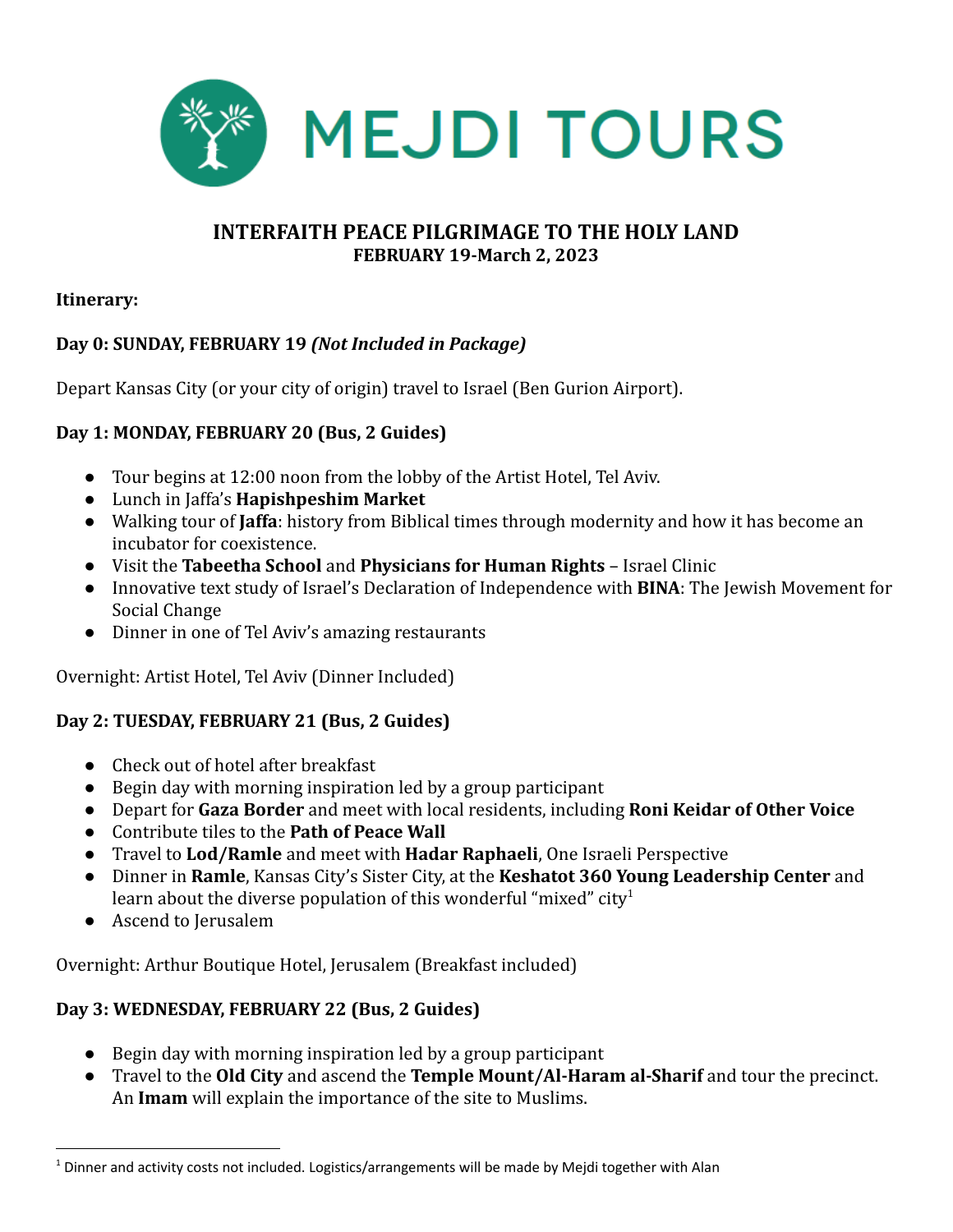MEJDI TOURS

# INTERFAITH PEACE PILGRIMAGE TO THE HOLY LAND
## FEBRUARY 19-March 2, 2023

**Itinerary:**

### Day 0: SUNDAY, FEBRUARY 19 *(Not Included in Package)*

Depart Kansas City (or your city of origin) travel to Israel (Ben Gurion Airport).

### Day 1: MONDAY, FEBRUARY 20 (Bus, 2 Guides)

- Tour begins at 12:00 noon from the lobby of the Artist Hotel, Tel Aviv.
- Lunch in Jaffa's **Hapishpeshim Market**
- Walking tour of **Jaffa**: history from Biblical times through modernity and how it has become an incubator for coexistence.
- Visit the **Tabeetha School** and **Physicians for Human Rights** – Israel Clinic
- Innovative text study of Israel's Declaration of Independence with **BINA**: The Jewish Movement for Social Change
- Dinner in one of Tel Aviv's amazing restaurants

Overnight: Artist Hotel, Tel Aviv (Dinner Included)

### Day 2: TUESDAY, FEBRUARY 21 (Bus, 2 Guides)

- Check out of hotel after breakfast
- Begin day with morning inspiration led by a group participant
- Depart for **Gaza Border** and meet with local residents, including **Roni Keidar of Other Voice**
- Contribute tiles to the **Path of Peace Wall**
- Travel to **Lod/Ramle** and meet with **Hadar Raphaeli**, One Israeli Perspective
- Dinner in **Ramle**, Kansas City's Sister City, at the **Keshatot 360 Young Leadership Center** and learn about the diverse population of this wonderful "mixed" city[1]
- Ascend to Jerusalem

Overnight: Arthur Boutique Hotel, Jerusalem (Breakfast included)

### Day 3: WEDNESDAY, FEBRUARY 22 (Bus, 2 Guides)

- Begin day with morning inspiration led by a group participant
- Travel to the **Old City** and ascend the **Temple Mount/Al-Haram al-Sharif** and tour the precinct. An **Imam** will explain the importance of the site to Muslims.

---

[1] Dinner and activity costs not included. Logistics/arrangements will be made by Mejdi together with Alan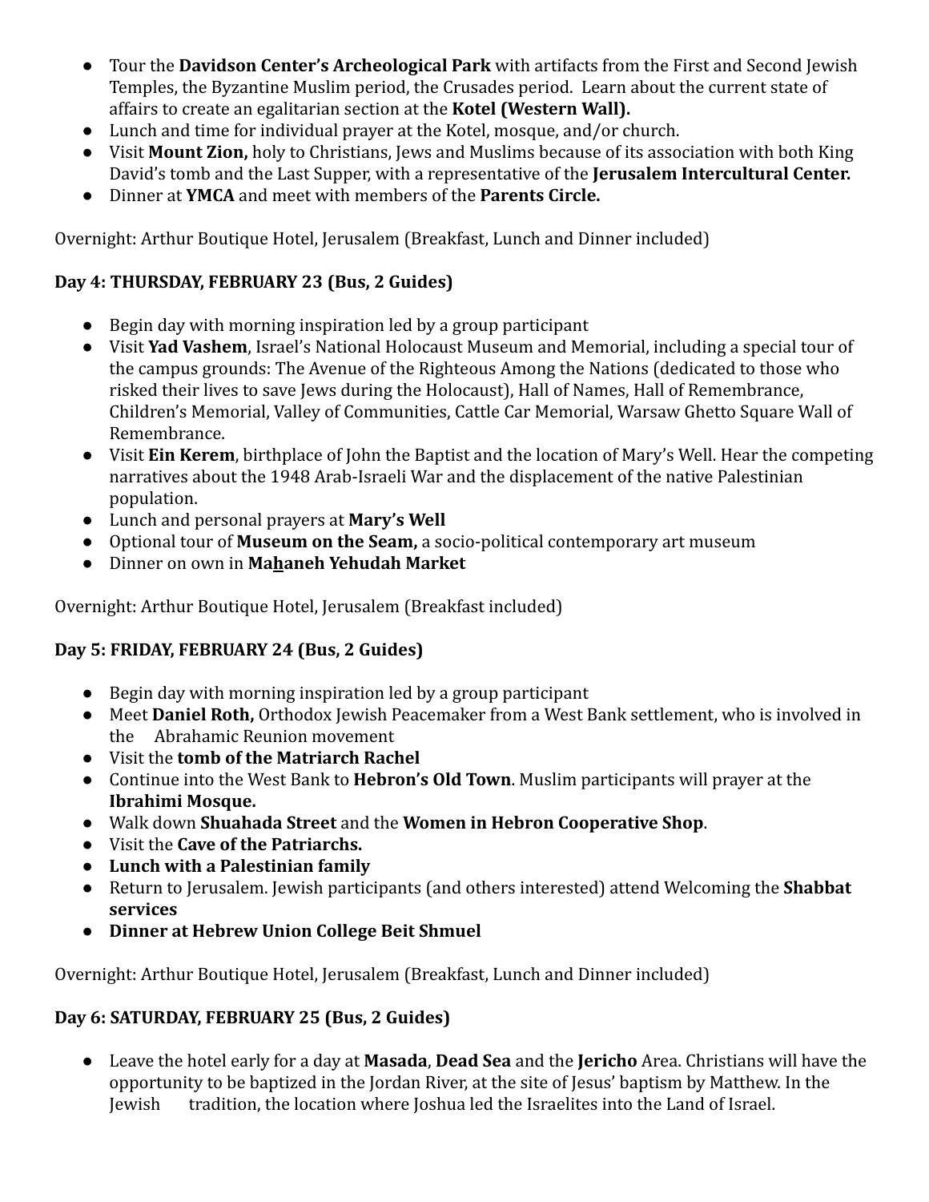- Tour the **Davidson Center's Archeological Park** with artifacts from the First and Second Jewish Temples, the Byzantine Muslim period, the Crusades period. Learn about the current state of affairs to create an egalitarian section at the **Kotel (Western Wall).**
- Lunch and time for individual prayer at the Kotel, mosque, and/or church.
- Visit **Mount Zion,** holy to Christians, Jews and Muslims because of its association with both King David's tomb and the Last Supper, with a representative of the **Jerusalem Intercultural Center.**
- Dinner at **YMCA** and meet with members of the **Parents Circle.**

Overnight: Arthur Boutique Hotel, Jerusalem (Breakfast, Lunch and Dinner included)

**Day 4: THURSDAY, FEBRUARY 23 (Bus, 2 Guides)**

- Begin day with morning inspiration led by a group participant
- Visit **Yad Vashem**, Israel's National Holocaust Museum and Memorial, including a special tour of the campus grounds: The Avenue of the Righteous Among the Nations (dedicated to those who risked their lives to save Jews during the Holocaust), Hall of Names, Hall of Remembrance, Children's Memorial, Valley of Communities, Cattle Car Memorial, Warsaw Ghetto Square Wall of Remembrance.
- Visit **Ein Kerem**, birthplace of John the Baptist and the location of Mary's Well. Hear the competing narratives about the 1948 Arab-Israeli War and the displacement of the native Palestinian population.
- Lunch and personal prayers at **Mary's Well**
- Optional tour of **Museum on the Seam,** a socio-political contemporary art museum
- Dinner on own in **Maḫaneh Yehudah Market**

Overnight: Arthur Boutique Hotel, Jerusalem (Breakfast included)

**Day 5: FRIDAY, FEBRUARY 24 (Bus, 2 Guides)**

- Begin day with morning inspiration led by a group participant
- Meet **Daniel Roth,** Orthodox Jewish Peacemaker from a West Bank settlement, who is involved in the Abrahamic Reunion movement
- Visit the **tomb of the Matriarch Rachel**
- Continue into the West Bank to **Hebron's Old Town**. Muslim participants will prayer at the **Ibrahimi Mosque.**
- Walk down **Shuahada Street** and the **Women in Hebron Cooperative Shop**.
- Visit the **Cave of the Patriarchs.**
- **Lunch with a Palestinian family**
- Return to Jerusalem. Jewish participants (and others interested) attend Welcoming the **Shabbat services**
- **Dinner at Hebrew Union College Beit Shmuel**

Overnight: Arthur Boutique Hotel, Jerusalem (Breakfast, Lunch and Dinner included)

**Day 6: SATURDAY, FEBRUARY 25 (Bus, 2 Guides)**

- Leave the hotel early for a day at **Masada**, **Dead Sea** and the **Jericho** Area. Christians will have the opportunity to be baptized in the Jordan River, at the site of Jesus' baptism by Matthew. In the Jewish tradition, the location where Joshua led the Israelites into the Land of Israel.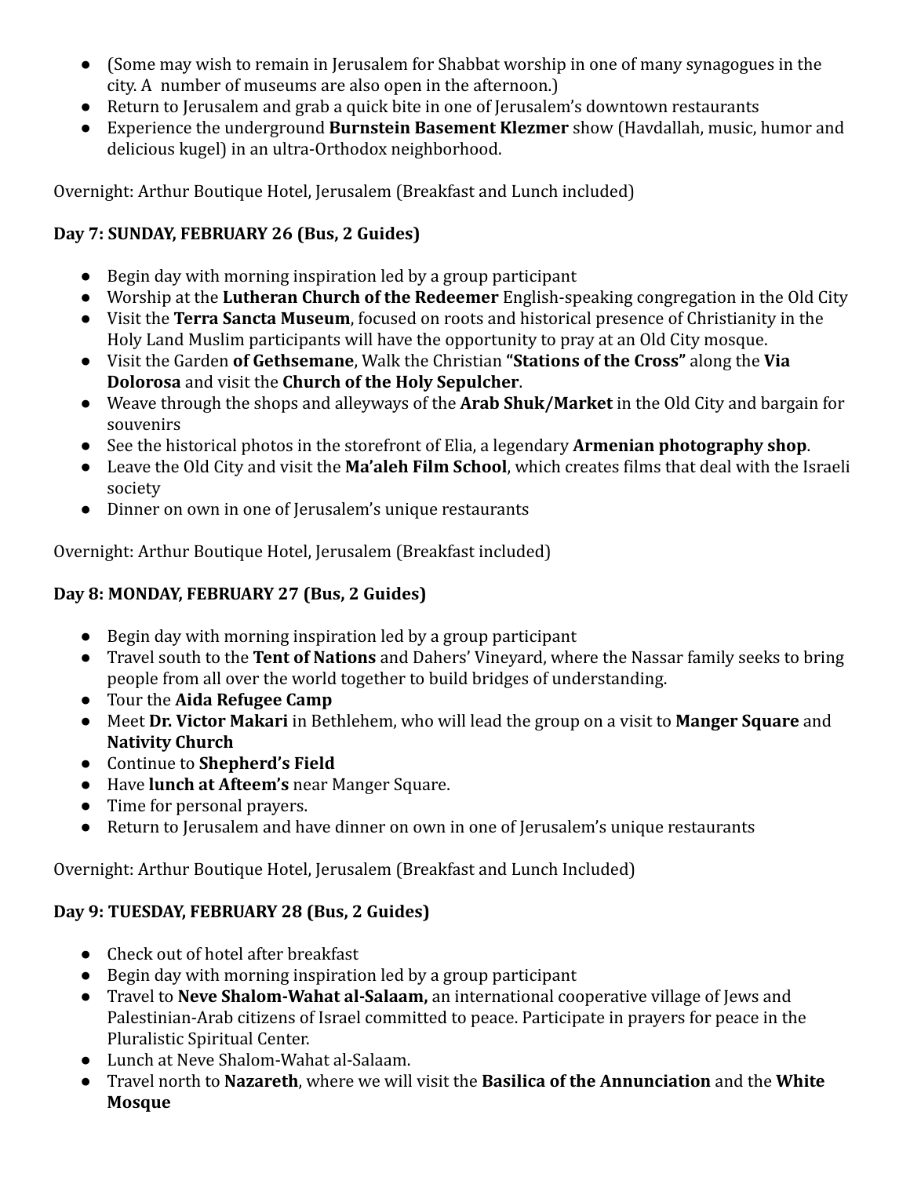- (Some may wish to remain in Jerusalem for Shabbat worship in one of many synagogues in the city. A  number of museums are also open in the afternoon.)
- Return to Jerusalem and grab a quick bite in one of Jerusalem's downtown restaurants
- Experience the underground **Burnstein Basement Klezmer** show (Havdallah, music, humor and delicious kugel) in an ultra-Orthodox neighborhood.

Overnight: Arthur Boutique Hotel, Jerusalem (Breakfast and Lunch included)

**Day 7: SUNDAY, FEBRUARY 26 (Bus, 2 Guides)**

- Begin day with morning inspiration led by a group participant
- Worship at the **Lutheran Church of the Redeemer** English-speaking congregation in the Old City
- Visit the **Terra Sancta Museum**, focused on roots and historical presence of Christianity in the Holy Land Muslim participants will have the opportunity to pray at an Old City mosque.
- Visit the Garden **of Gethsemane**, Walk the Christian **"Stations of the Cross"** along the **Via Dolorosa** and visit the **Church of the Holy Sepulcher**.
- Weave through the shops and alleyways of the **Arab Shuk/Market** in the Old City and bargain for souvenirs
- See the historical photos in the storefront of Elia, a legendary **Armenian photography shop**.
- Leave the Old City and visit the **Ma'aleh Film School**, which creates films that deal with the Israeli society
- Dinner on own in one of Jerusalem's unique restaurants

Overnight: Arthur Boutique Hotel, Jerusalem (Breakfast included)

**Day 8: MONDAY, FEBRUARY 27 (Bus, 2 Guides)**

- Begin day with morning inspiration led by a group participant
- Travel south to the **Tent of Nations** and Dahers' Vineyard, where the Nassar family seeks to bring people from all over the world together to build bridges of understanding.
- Tour the **Aida Refugee Camp**
- Meet **Dr. Victor Makari** in Bethlehem, who will lead the group on a visit to **Manger Square** and **Nativity Church**
- Continue to **Shepherd's Field**
- Have **lunch at Afteem's** near Manger Square.
- Time for personal prayers.
- Return to Jerusalem and have dinner on own in one of Jerusalem's unique restaurants

Overnight: Arthur Boutique Hotel, Jerusalem (Breakfast and Lunch Included)

**Day 9: TUESDAY, FEBRUARY 28 (Bus, 2 Guides)**

- Check out of hotel after breakfast
- Begin day with morning inspiration led by a group participant
- Travel to **Neve Shalom-Wahat al-Salaam,** an international cooperative village of Jews and Palestinian-Arab citizens of Israel committed to peace. Participate in prayers for peace in the Pluralistic Spiritual Center.
- Lunch at Neve Shalom-Wahat al-Salaam.
- Travel north to **Nazareth**, where we will visit the **Basilica of the Annunciation** and the **White Mosque**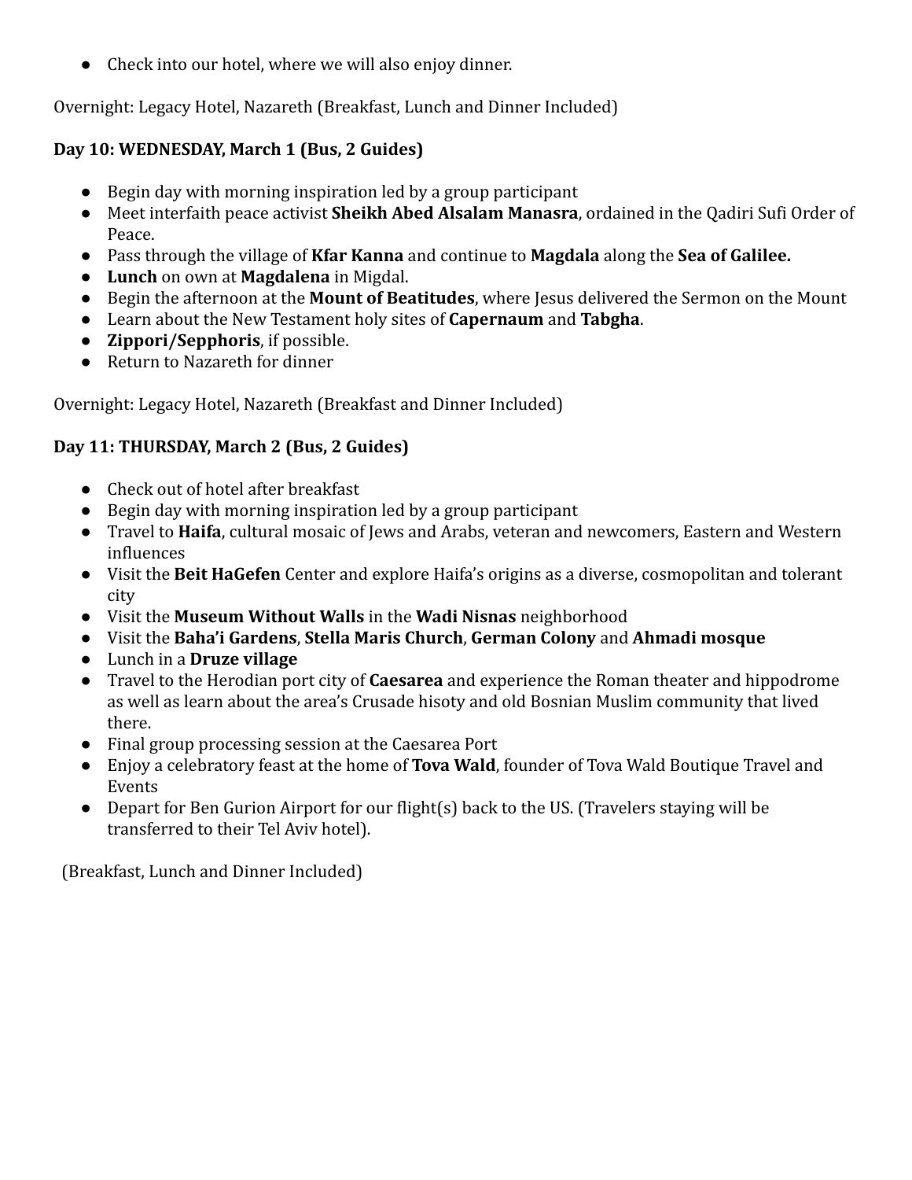- Check into our hotel, where we will also enjoy dinner.

Overnight: Legacy Hotel, Nazareth (Breakfast, Lunch and Dinner Included)

**Day 10: WEDNESDAY, March 1 (Bus, 2 Guides)**

- Begin day with morning inspiration led by a group participant
- Meet interfaith peace activist **Sheikh Abed Alsalam Manasra**, ordained in the Qadiri Sufi Order of Peace.
- Pass through the village of **Kfar Kanna** and continue to **Magdala** along the **Sea of Galilee.**
- **Lunch** on own at **Magdalena** in Migdal.
- Begin the afternoon at the **Mount of Beatitudes**, where Jesus delivered the Sermon on the Mount
- Learn about the New Testament holy sites of **Capernaum** and **Tabgha**.
- **Zippori/Sepphoris**, if possible.
- Return to Nazareth for dinner

Overnight: Legacy Hotel, Nazareth (Breakfast and Dinner Included)

**Day 11: THURSDAY, March 2 (Bus, 2 Guides)**

- Check out of hotel after breakfast
- Begin day with morning inspiration led by a group participant
- Travel to **Haifa**, cultural mosaic of Jews and Arabs, veteran and newcomers, Eastern and Western influences
- Visit the **Beit HaGefen** Center and explore Haifa's origins as a diverse, cosmopolitan and tolerant city
- Visit the **Museum Without Walls** in the **Wadi Nisnas** neighborhood
- Visit the **Baha'i Gardens**, **Stella Maris Church**, **German Colony** and **Ahmadi mosque**
- Lunch in a **Druze village**
- Travel to the Herodian port city of **Caesarea** and experience the Roman theater and hippodrome as well as learn about the area's Crusade hisoty and old Bosnian Muslim community that lived there.
- Final group processing session at the Caesarea Port
- Enjoy a celebratory feast at the home of **Tova Wald**, founder of Tova Wald Boutique Travel and Events
- Depart for Ben Gurion Airport for our flight(s) back to the US. (Travelers staying will be transferred to their Tel Aviv hotel).

(Breakfast, Lunch and Dinner Included)